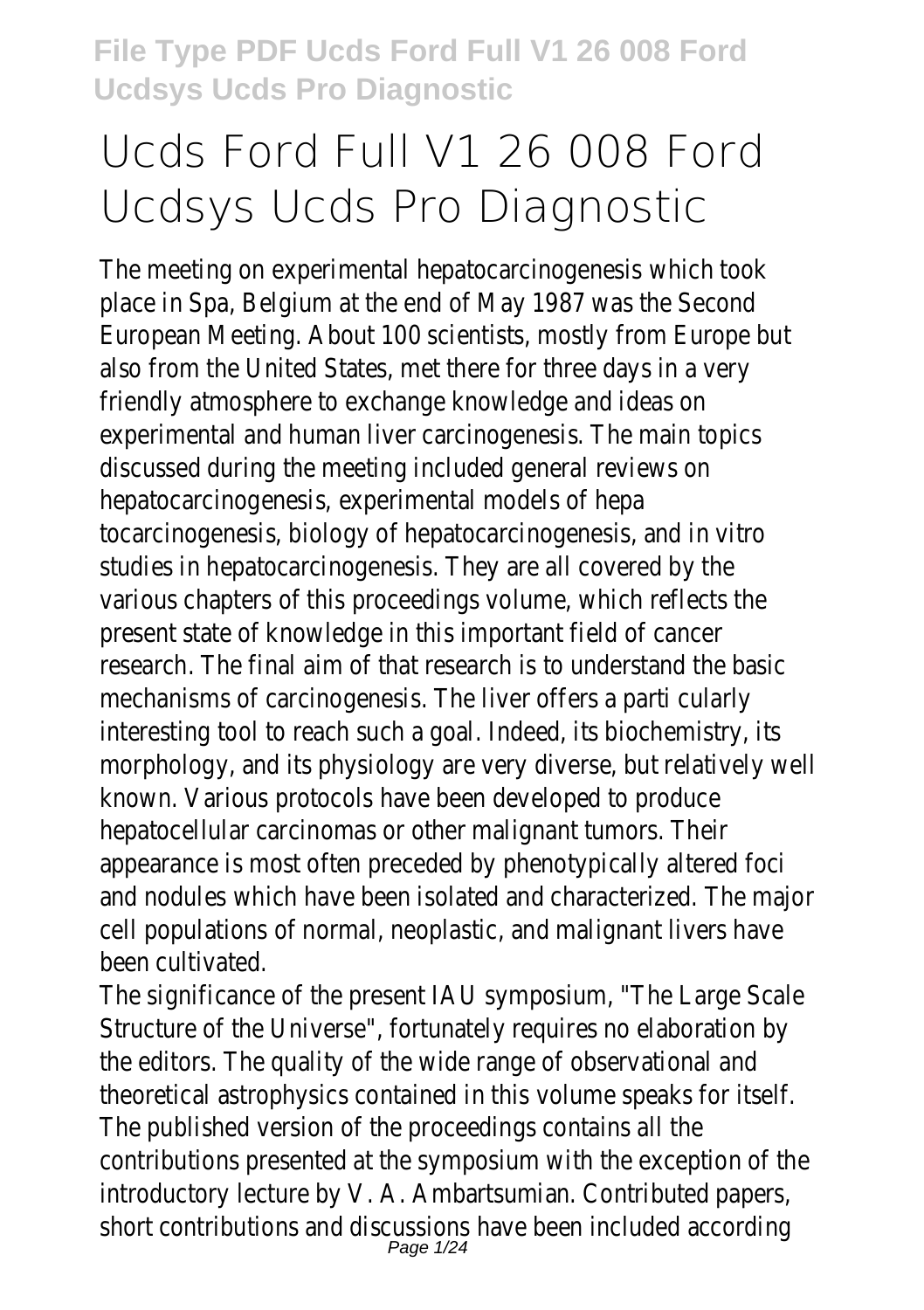# Ucds Ford Full V1 26 008 Ford Ucdsys Ucds Pro Diagnostic

The meeting on experimental hepatocarcinogenesis which took place in Spa, Belgium at the end of May 1987 was the Second European Meeting. About 100 scientists, mostly from Europe but also from the United States, met there for three days in a very friendly atmosphere to exchange knowledge and ideas on experimental and human liver carcinogenesis. The main topics discussed during the meeting included general reviews on hepatocarcinogenesis, experimental models of hepa tocarcinogenesis, biology of hepatocarcinogenesis, and in vitro studies in hepatocarcinogenesis. They are all covered by the various chapters of this proceedings volume, which reflects the present state of knowledge in this important field of cancer research. The final aim of that research is to understand the basic mechanisms of carcinogenesis. The liver offers a parti cularly interesting tool to reach such a goal. Indeed, its biochemistry, its morphology, and its physiology are very diverse, but relatively well known. Various protocols have been developed to produce hepatocellular carcinomas or other malignant tumors. Their appearance is most often preceded by phenotypically altered foci and nodules which have been isolated and characterized. The major cell populations of normal, neoplastic, and malignant livers have been cultivated.

The significance of the present IAU symposium, "The Large Scale Structure of the Universe", fortunately requires no elaboration by the editors. The quality of the wide range of observational and theoretical astrophysics contained in this volume speaks for itself. The published version of the proceedings contains all the contributions presented at the symposium with the exception of the introductory lecture by V. A. Ambartsumian. Contributed papers, short contributions and discussions have been included according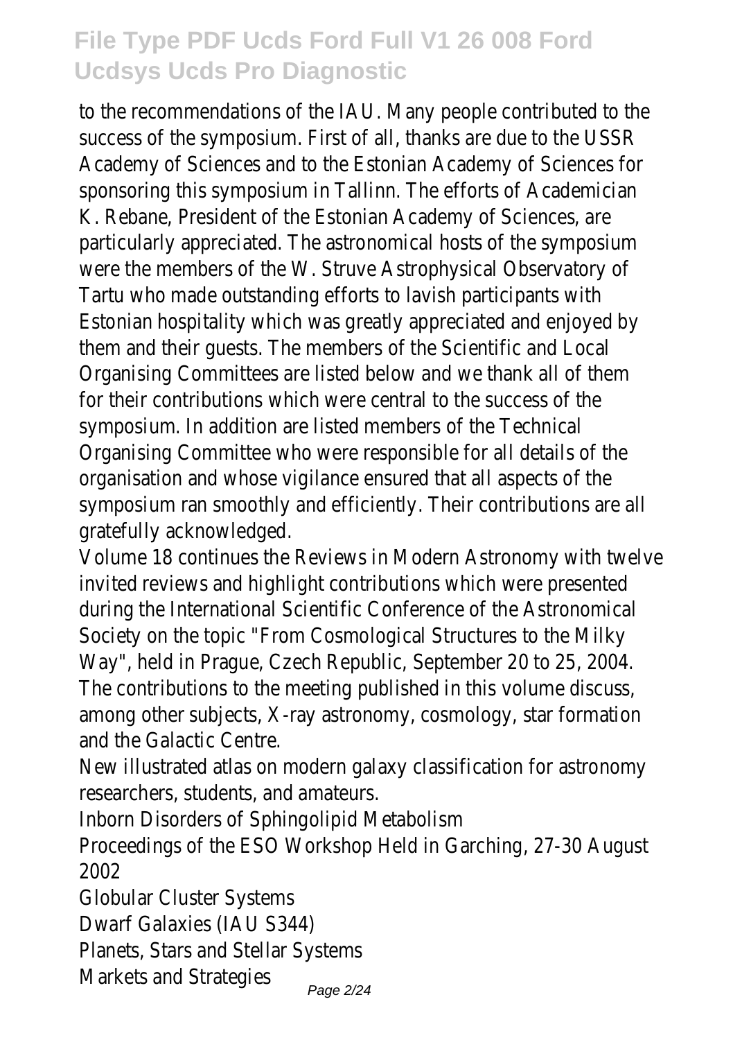to the recommendations of the IAU. Many people contributed to the success of the symposium. First of all, thanks are due to the USSR Academy of Sciences and to the Estonian Academy of Sciences for sponsoring this symposium in Tallinn. The efforts of Academician K. Rebane, President of the Estonian Academy of Sciences, are particularly appreciated. The astronomical hosts of the symposium were the members of the W. Struve Astrophysical Observatory of Tartu who made outstanding efforts to lavish participants with Estonian hospitality which was greatly appreciated and enjoyed by them and their guests. The members of the Scientific and Local Organising Committees are listed below and we thank all of them for their contributions which were central to the success of the symposium. In addition are listed members of the Technical Organising Committee who were responsible for all details of the organisation and whose vigilance ensured that all aspects of the symposium ran smoothly and efficiently. Their contributions are all gratefully acknowledged.

Volume 18 continues the Reviews in Modern Astronomy with twelve invited reviews and highlight contributions which were presented during the International Scientific Conference of the Astronomical Society on the topic "From Cosmological Structures to the Milky Way", held in Prague, Czech Republic, September 20 to 25, 2004. The contributions to the meeting published in this volume discuss, among other subjects, X-ray astronomy, cosmology, star formation and the Galactic Centre.

New illustrated atlas on modern galaxy classification for astronomy researchers, students, and amateurs.

Inborn Disorders of Sphingolipid Metabolism

Proceedings of the ESO Workshop Held in Garching, 27-30 August 2002

Globular Cluster Systems

Dwarf Galaxies (IAU S344)

Planets, Stars and Stellar Systems

Markets and Strategies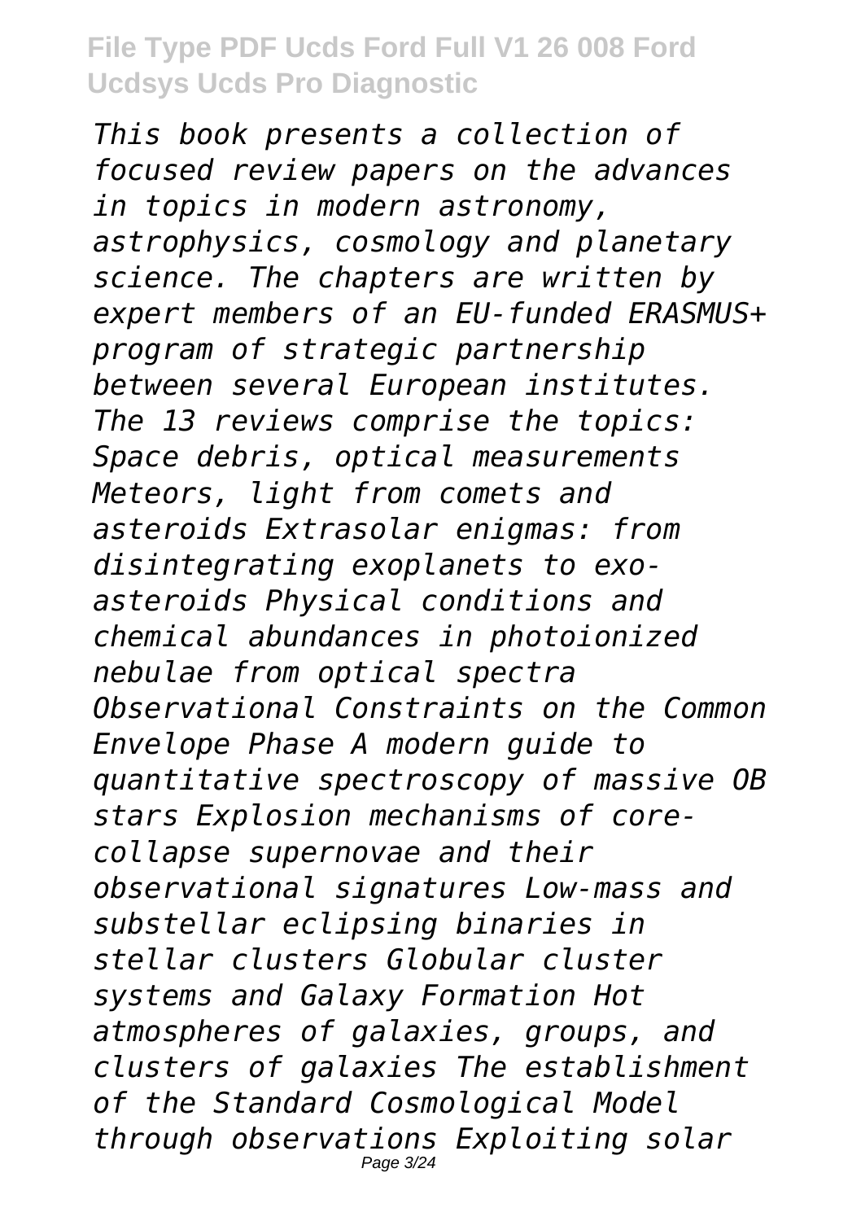*This book presents a collection of focused review papers on the advances in topics in modern astronomy, astrophysics, cosmology and planetary science. The chapters are written by expert members of an EU-funded ERASMUS+ program of strategic partnership between several European institutes. The 13 reviews comprise the topics: Space debris, optical measurements Meteors, light from comets and asteroids Extrasolar enigmas: from disintegrating exoplanets to exo-asteroids Physical conditions and chemical abundances in photoionized nebulae from optical spectra Observational Constraints on the Common Envelope Phase A modern guide to quantitative spectroscopy of massive OB stars Explosion mechanisms of core-collapse supernovae and their observational signatures Low-mass and substellar eclipsing binaries in stellar clusters Globular cluster systems and Galaxy Formation Hot atmospheres of galaxies, groups, and clusters of galaxies The establishment of the Standard Cosmological Model through observations Exploiting solar*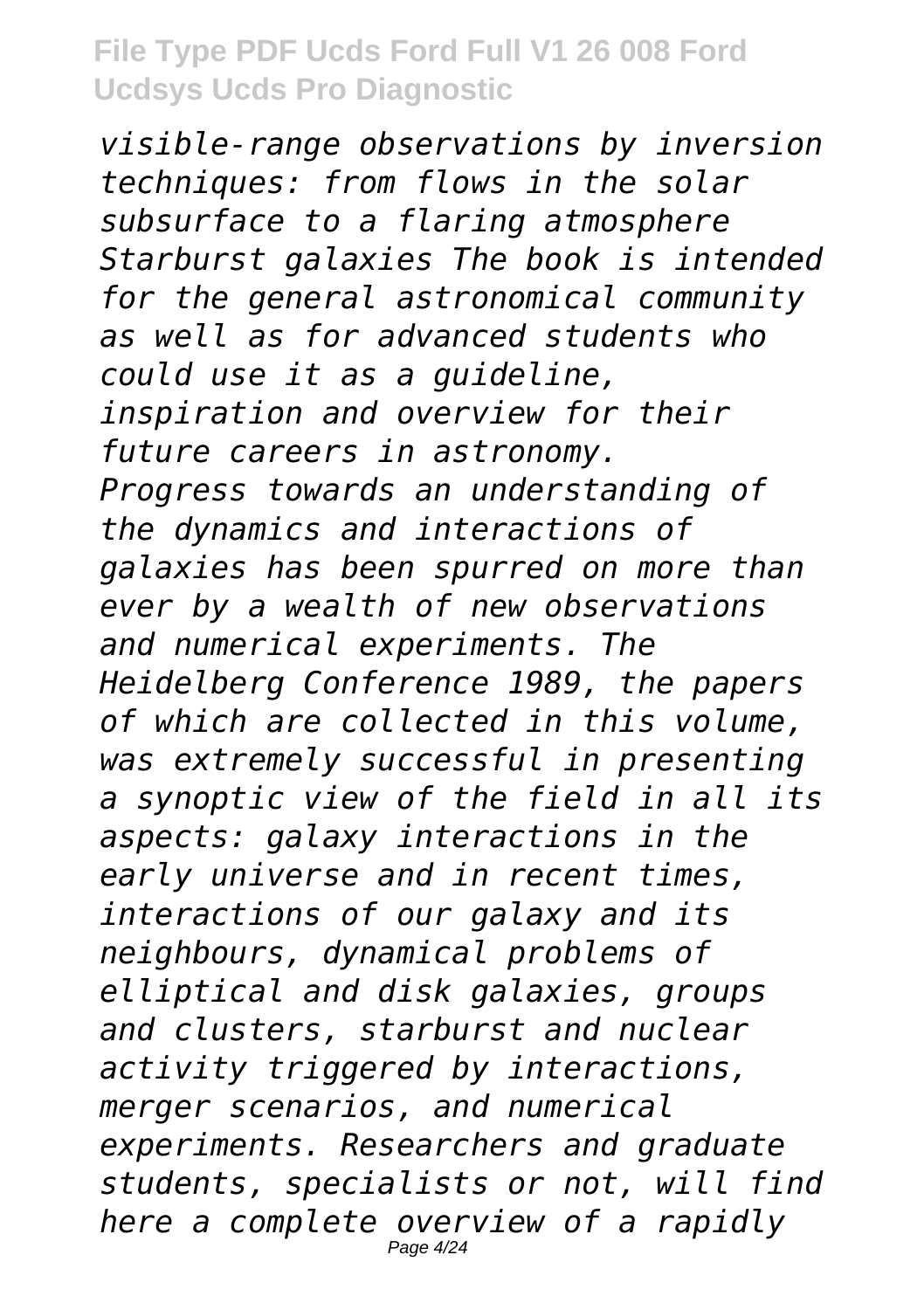*visible-range observations by inversion techniques: from flows in the solar subsurface to a flaring atmosphere Starburst galaxies The book is intended for the general astronomical community as well as for advanced students who could use it as a guideline, inspiration and overview for their future careers in astronomy.*

*Progress towards an understanding of the dynamics and interactions of galaxies has been spurred on more than ever by a wealth of new observations and numerical experiments. The Heidelberg Conference 1989, the papers of which are collected in this volume, was extremely successful in presenting a synoptic view of the field in all its aspects: galaxy interactions in the early universe and in recent times, interactions of our galaxy and its neighbours, dynamical problems of elliptical and disk galaxies, groups and clusters, starburst and nuclear activity triggered by interactions, merger scenarios, and numerical experiments. Researchers and graduate students, specialists or not, will find here a complete overview of a rapidly*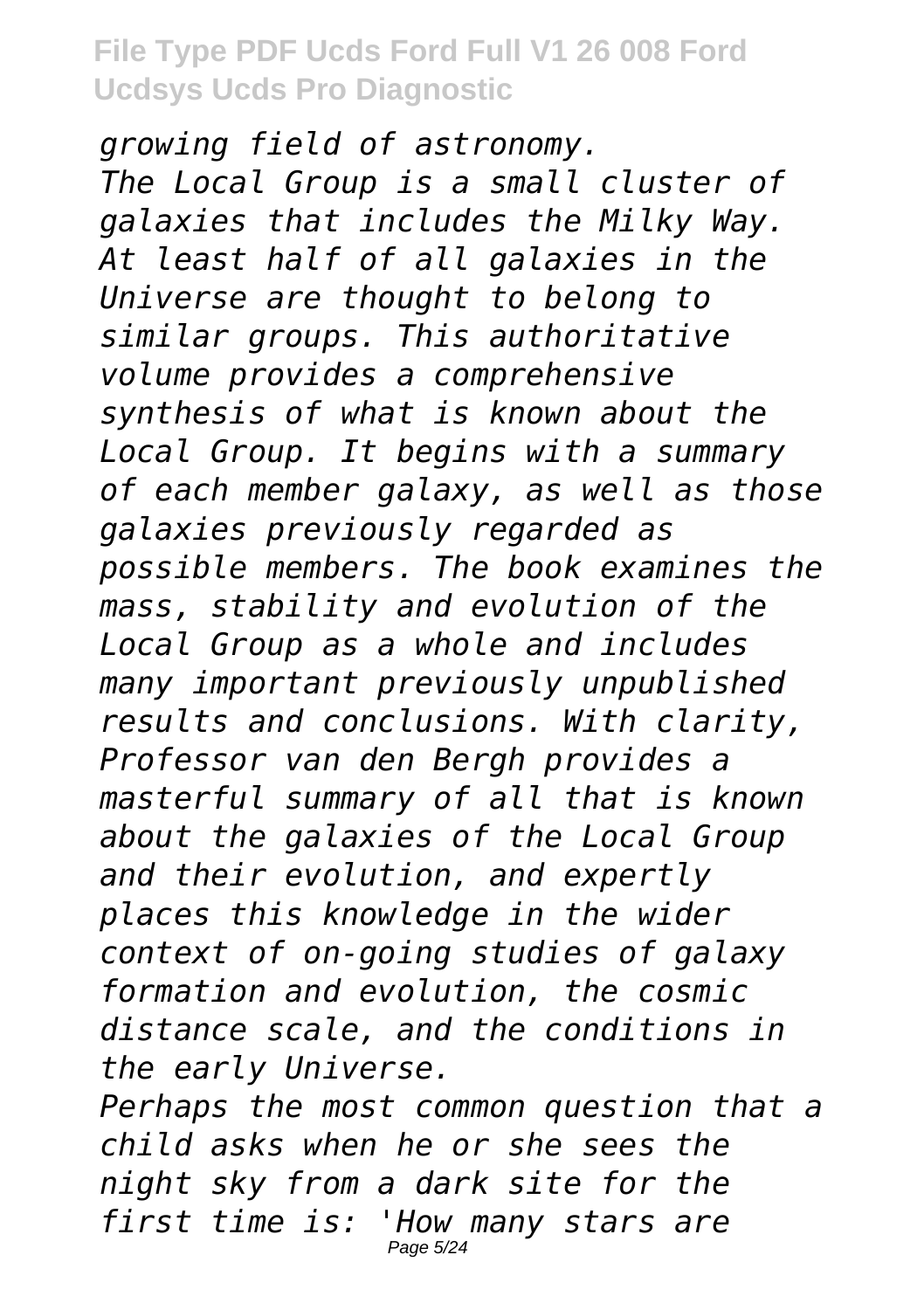*growing field of astronomy.*

*The Local Group is a small cluster of galaxies that includes the Milky Way. At least half of all galaxies in the Universe are thought to belong to similar groups. This authoritative volume provides a comprehensive synthesis of what is known about the Local Group. It begins with a summary of each member galaxy, as well as those galaxies previously regarded as possible members. The book examines the mass, stability and evolution of the Local Group as a whole and includes many important previously unpublished results and conclusions. With clarity, Professor van den Bergh provides a masterful summary of all that is known about the galaxies of the Local Group and their evolution, and expertly places this knowledge in the wider context of on-going studies of galaxy formation and evolution, the cosmic distance scale, and the conditions in the early Universe.*

*Perhaps the most common question that a child asks when he or she sees the night sky from a dark site for the first time is: 'How many stars are*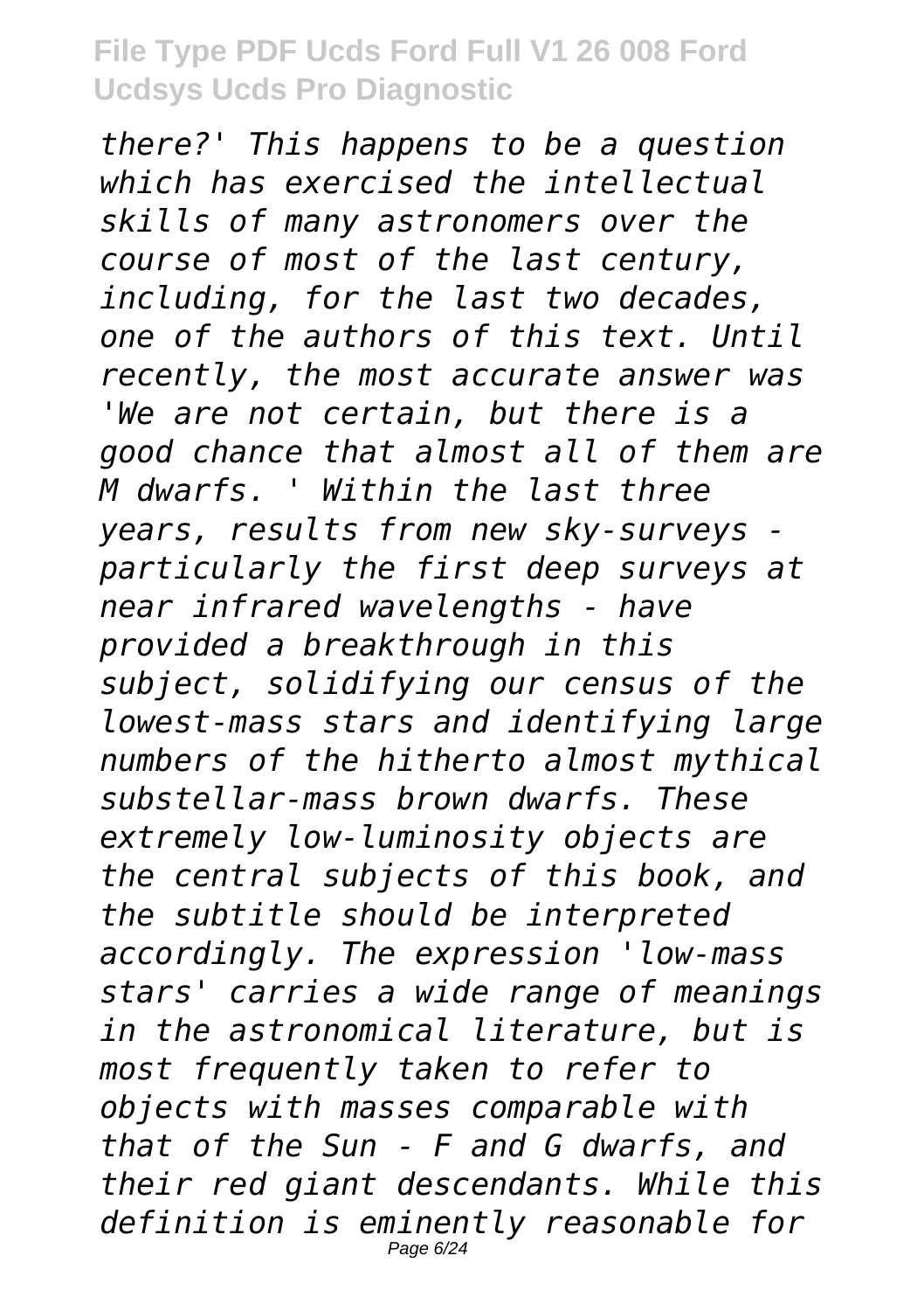*there?' This happens to be a question which has exercised the intellectual skills of many astronomers over the course of most of the last century, including, for the last two decades, one of the authors of this text. Until recently, the most accurate answer was 'We are not certain, but there is a good chance that almost all of them are M dwarfs. ' Within the last three years, results from new sky-surveys - particularly the first deep surveys at near infrared wavelengths - have provided a breakthrough in this subject, solidifying our census of the lowest-mass stars and identifying large numbers of the hitherto almost mythical substellar-mass brown dwarfs. These extremely low-luminosity objects are the central subjects of this book, and the subtitle should be interpreted accordingly. The expression 'low-mass stars' carries a wide range of meanings in the astronomical literature, but is most frequently taken to refer to objects with masses comparable with that of the Sun - F and G dwarfs, and their red giant descendants. While this definition is eminently reasonable for*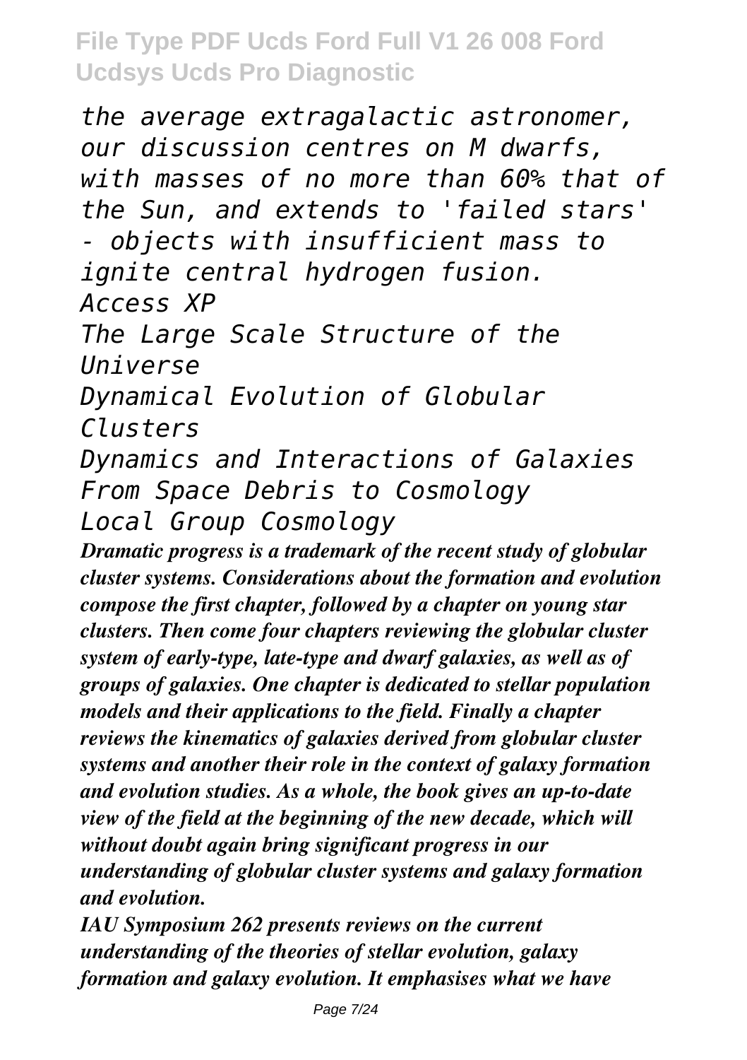*the average extragalactic astronomer, our discussion centres on M dwarfs, with masses of no more than 60% that of the Sun, and extends to 'failed stars' - objects with insufficient mass to ignite central hydrogen fusion.*

*Access XP*

*The Large Scale Structure of the Universe*

*Dynamical Evolution of Globular Clusters*

*Dynamics and Interactions of Galaxies*

*From Space Debris to Cosmology*

*Local Group Cosmology*

***Dramatic progress is a trademark of the recent study of globular cluster systems. Considerations about the formation and evolution compose the first chapter, followed by a chapter on young star clusters. Then come four chapters reviewing the globular cluster system of early-type, late-type and dwarf galaxies, as well as of groups of galaxies. One chapter is dedicated to stellar population models and their applications to the field. Finally a chapter reviews the kinematics of galaxies derived from globular cluster systems and another their role in the context of galaxy formation and evolution studies. As a whole, the book gives an up-to-date view of the field at the beginning of the new decade, which will without doubt again bring significant progress in our understanding of globular cluster systems and galaxy formation and evolution.***

***IAU Symposium 262 presents reviews on the current understanding of the theories of stellar evolution, galaxy formation and galaxy evolution. It emphasises what we have***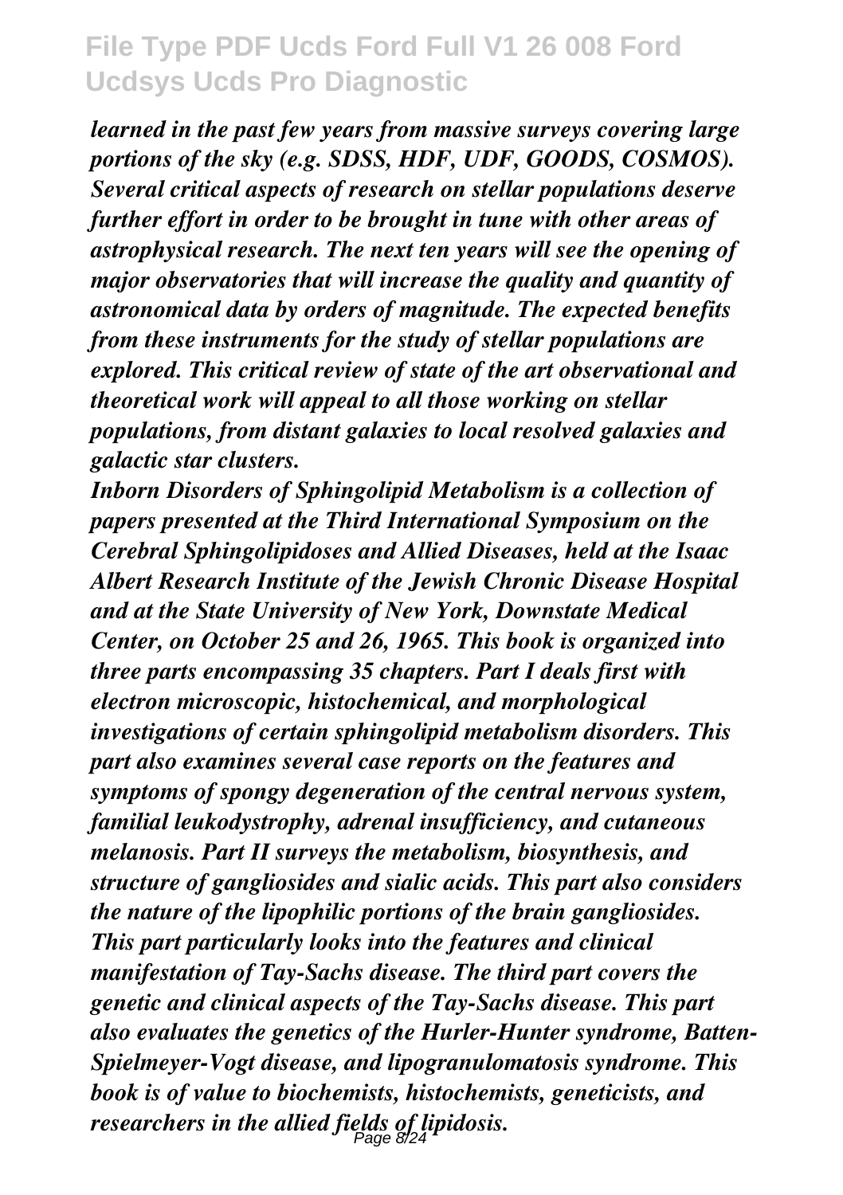*learned in the past few years from massive surveys covering large portions of the sky (e.g. SDSS, HDF, UDF, GOODS, COSMOS). Several critical aspects of research on stellar populations deserve further effort in order to be brought in tune with other areas of astrophysical research. The next ten years will see the opening of major observatories that will increase the quality and quantity of astronomical data by orders of magnitude. The expected benefits from these instruments for the study of stellar populations are explored. This critical review of state of the art observational and theoretical work will appeal to all those working on stellar populations, from distant galaxies to local resolved galaxies and galactic star clusters.*

*Inborn Disorders of Sphingolipid Metabolism is a collection of papers presented at the Third International Symposium on the Cerebral Sphingolipidoses and Allied Diseases, held at the Isaac Albert Research Institute of the Jewish Chronic Disease Hospital and at the State University of New York, Downstate Medical Center, on October 25 and 26, 1965. This book is organized into three parts encompassing 35 chapters. Part I deals first with electron microscopic, histochemical, and morphological investigations of certain sphingolipid metabolism disorders. This part also examines several case reports on the features and symptoms of spongy degeneration of the central nervous system, familial leukodystrophy, adrenal insufficiency, and cutaneous melanosis. Part II surveys the metabolism, biosynthesis, and structure of gangliosides and sialic acids. This part also considers the nature of the lipophilic portions of the brain gangliosides. This part particularly looks into the features and clinical manifestation of Tay-Sachs disease. The third part covers the genetic and clinical aspects of the Tay-Sachs disease. This part also evaluates the genetics of the Hurler-Hunter syndrome, Batten-Spielmeyer-Vogt disease, and lipogranulomatosis syndrome. This book is of value to biochemists, histochemists, geneticists, and researchers in the allied fields of lipidosis.*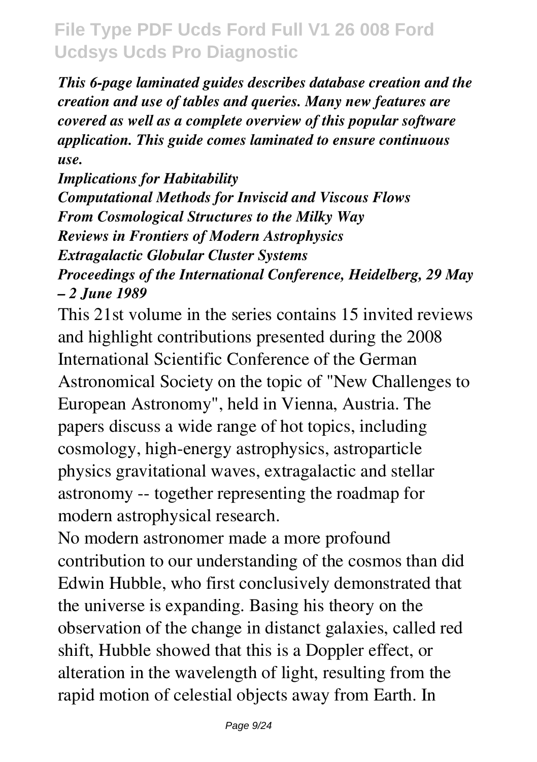*This 6-page laminated guides describes database creation and the creation and use of tables and queries. Many new features are covered as well as a complete overview of this popular software application. This guide comes laminated to ensure continuous use.*

*Implications for Habitability*
*Computational Methods for Inviscid and Viscous Flows*
*From Cosmological Structures to the Milky Way*
*Reviews in Frontiers of Modern Astrophysics*
*Extragalactic Globular Cluster Systems*
*Proceedings of the International Conference, Heidelberg, 29 May – 2 June 1989*

This 21st volume in the series contains 15 invited reviews and highlight contributions presented during the 2008 International Scientific Conference of the German Astronomical Society on the topic of "New Challenges to European Astronomy", held in Vienna, Austria. The papers discuss a wide range of hot topics, including cosmology, high-energy astrophysics, astroparticle physics gravitational waves, extragalactic and stellar astronomy -- together representing the roadmap for modern astrophysical research.

No modern astronomer made a more profound contribution to our understanding of the cosmos than did Edwin Hubble, who first conclusively demonstrated that the universe is expanding. Basing his theory on the observation of the change in distanct galaxies, called red shift, Hubble showed that this is a Doppler effect, or alteration in the wavelength of light, resulting from the rapid motion of celestial objects away from Earth. In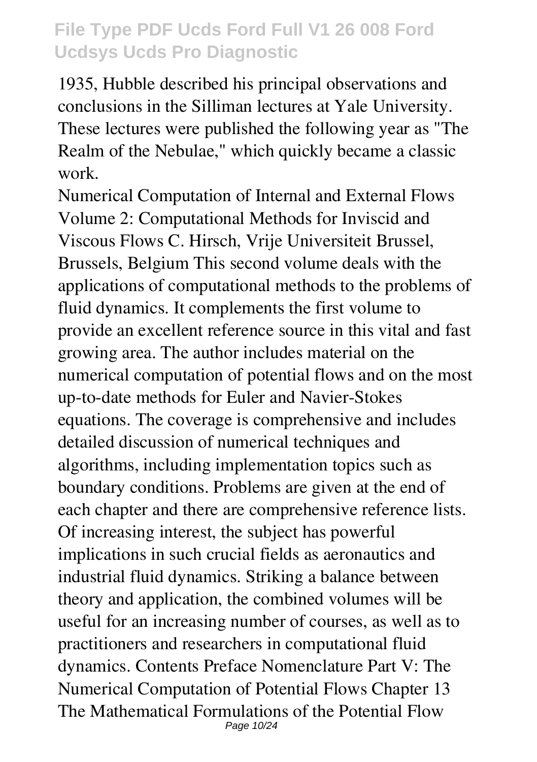1935, Hubble described his principal observations and conclusions in the Silliman lectures at Yale University. These lectures were published the following year as "The Realm of the Nebulae," which quickly became a classic work.

Numerical Computation of Internal and External Flows Volume 2: Computational Methods for Inviscid and Viscous Flows C. Hirsch, Vrije Universiteit Brussel, Brussels, Belgium This second volume deals with the applications of computational methods to the problems of fluid dynamics. It complements the first volume to provide an excellent reference source in this vital and fast growing area. The author includes material on the numerical computation of potential flows and on the most up-to-date methods for Euler and Navier-Stokes equations. The coverage is comprehensive and includes detailed discussion of numerical techniques and algorithms, including implementation topics such as boundary conditions. Problems are given at the end of each chapter and there are comprehensive reference lists. Of increasing interest, the subject has powerful implications in such crucial fields as aeronautics and industrial fluid dynamics. Striking a balance between theory and application, the combined volumes will be useful for an increasing number of courses, as well as to practitioners and researchers in computational fluid dynamics. Contents Preface Nomenclature Part V: The Numerical Computation of Potential Flows Chapter 13 The Mathematical Formulations of the Potential Flow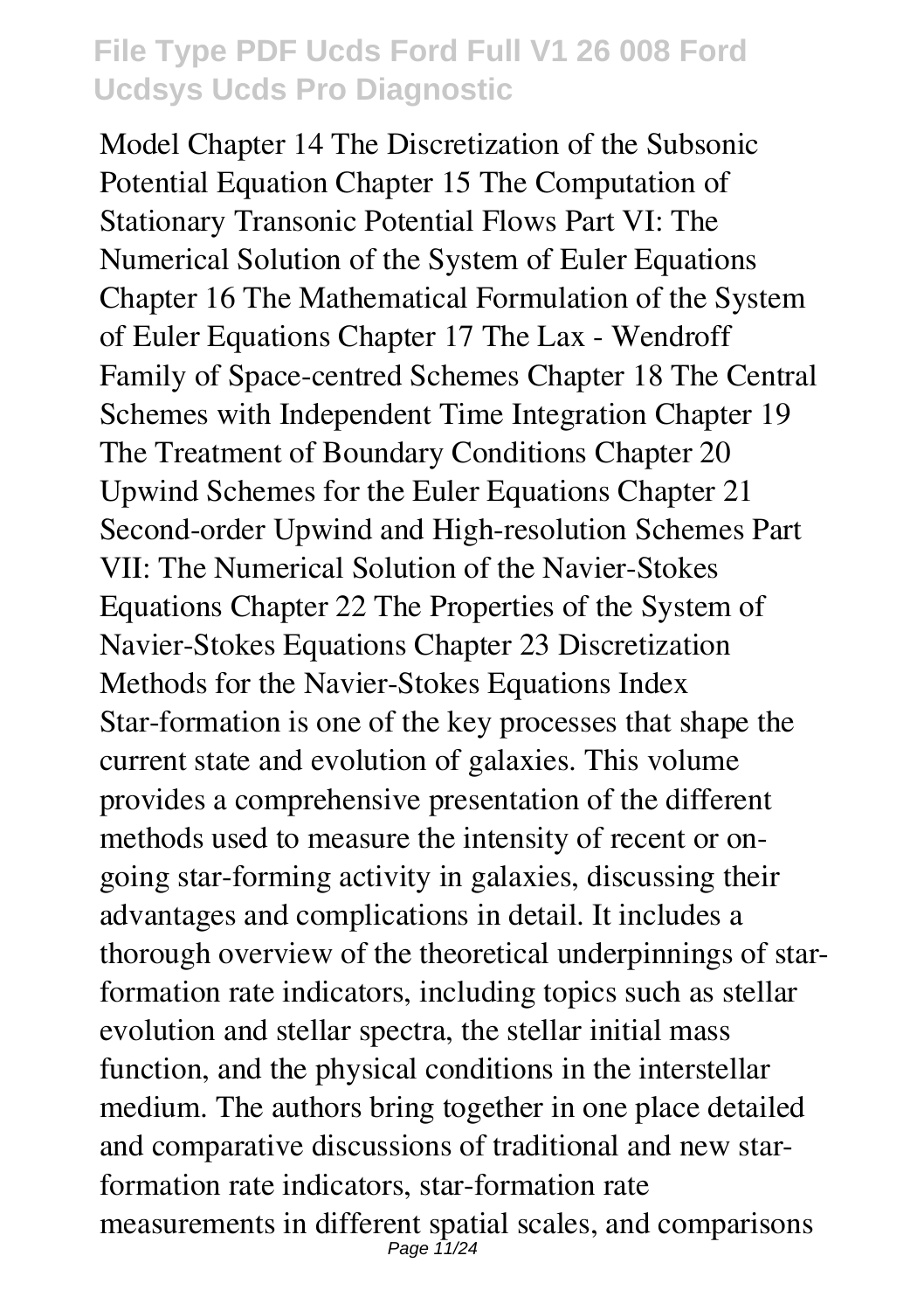Model Chapter 14 The Discretization of the Subsonic Potential Equation Chapter 15 The Computation of Stationary Transonic Potential Flows Part VI: The Numerical Solution of the System of Euler Equations Chapter 16 The Mathematical Formulation of the System of Euler Equations Chapter 17 The Lax - Wendroff Family of Space-centred Schemes Chapter 18 The Central Schemes with Independent Time Integration Chapter 19 The Treatment of Boundary Conditions Chapter 20 Upwind Schemes for the Euler Equations Chapter 21 Second-order Upwind and High-resolution Schemes Part VII: The Numerical Solution of the Navier-Stokes Equations Chapter 22 The Properties of the System of Navier-Stokes Equations Chapter 23 Discretization Methods for the Navier-Stokes Equations Index

Star-formation is one of the key processes that shape the current state and evolution of galaxies. This volume provides a comprehensive presentation of the different methods used to measure the intensity of recent or on-going star-forming activity in galaxies, discussing their advantages and complications in detail. It includes a thorough overview of the theoretical underpinnings of star-formation rate indicators, including topics such as stellar evolution and stellar spectra, the stellar initial mass function, and the physical conditions in the interstellar medium. The authors bring together in one place detailed and comparative discussions of traditional and new star-formation rate indicators, star-formation rate measurements in different spatial scales, and comparisons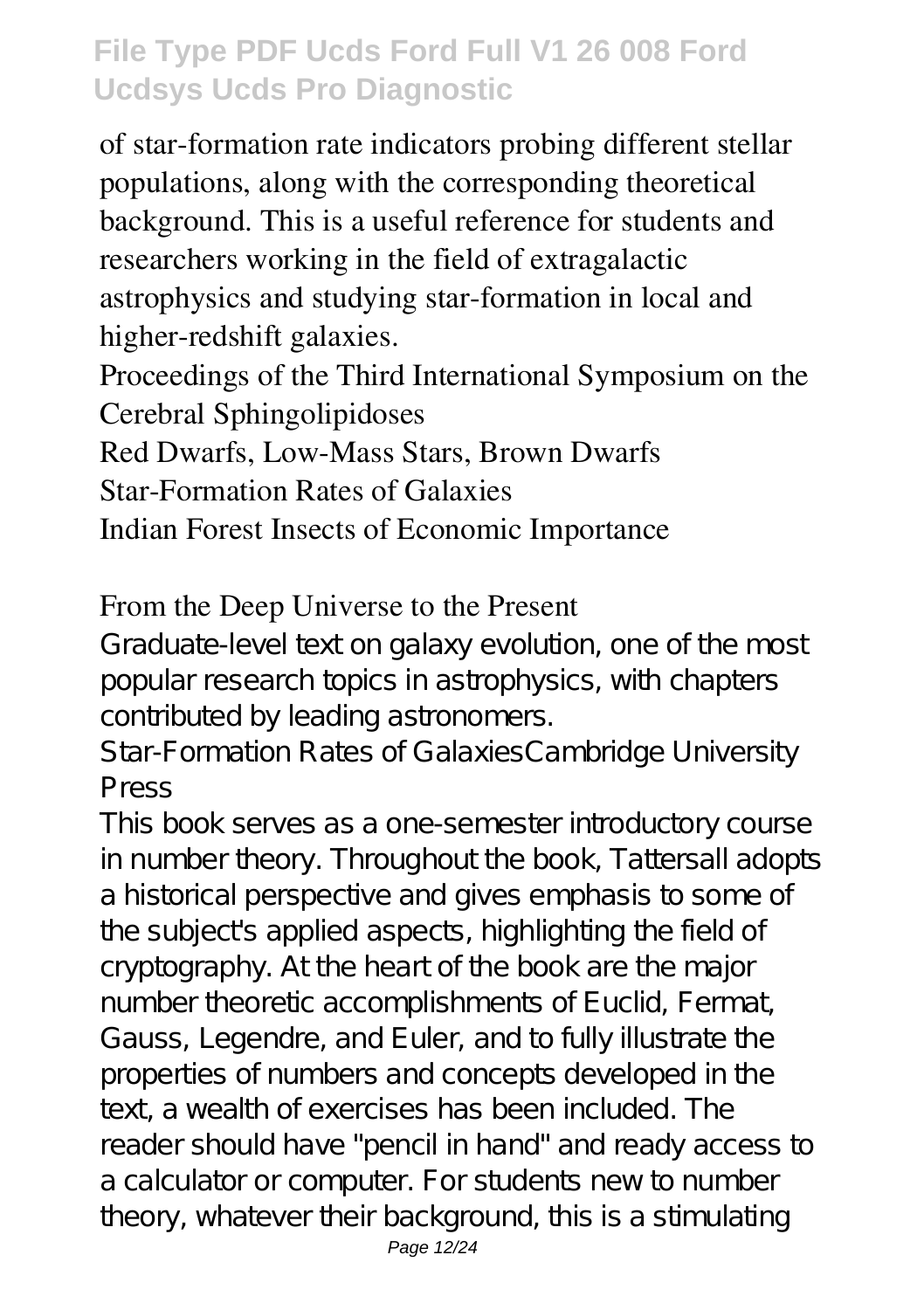of star-formation rate indicators probing different stellar populations, along with the corresponding theoretical background. This is a useful reference for students and researchers working in the field of extragalactic astrophysics and studying star-formation in local and higher-redshift galaxies.

Proceedings of the Third International Symposium on the Cerebral Sphingolipidoses

Red Dwarfs, Low-Mass Stars, Brown Dwarfs

Star-Formation Rates of Galaxies

Indian Forest Insects of Economic Importance

From the Deep Universe to the Present

Graduate-level text on galaxy evolution, one of the most popular research topics in astrophysics, with chapters contributed by leading astronomers.

Star-Formation Rates of GalaxiesCambridge University Press

This book serves as a one-semester introductory course in number theory. Throughout the book, Tattersall adopts a historical perspective and gives emphasis to some of the subject's applied aspects, highlighting the field of cryptography. At the heart of the book are the major number theoretic accomplishments of Euclid, Fermat, Gauss, Legendre, and Euler, and to fully illustrate the properties of numbers and concepts developed in the text, a wealth of exercises has been included. The reader should have "pencil in hand" and ready access to a calculator or computer. For students new to number theory, whatever their background, this is a stimulating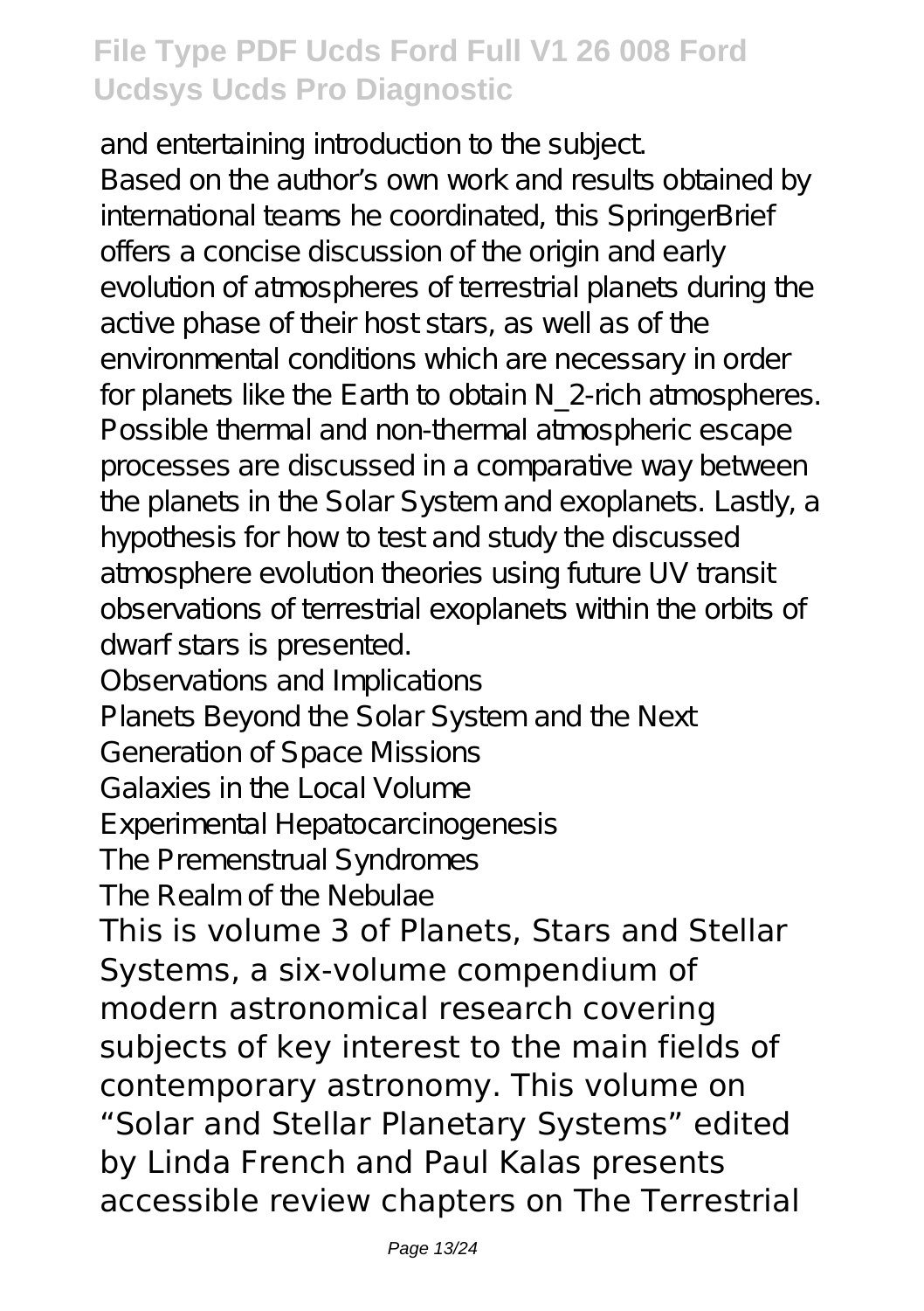and entertaining introduction to the subject.

Based on the author's own work and results obtained by international teams he coordinated, this SpringerBrief offers a concise discussion of the origin and early evolution of atmospheres of terrestrial planets during the active phase of their host stars, as well as of the environmental conditions which are necessary in order for planets like the Earth to obtain N_2-rich atmospheres. Possible thermal and non-thermal atmospheric escape processes are discussed in a comparative way between the planets in the Solar System and exoplanets. Lastly, a hypothesis for how to test and study the discussed atmosphere evolution theories using future UV transit observations of terrestrial exoplanets within the orbits of dwarf stars is presented.

Observations and Implications

Planets Beyond the Solar System and the Next Generation of Space Missions

Galaxies in the Local Volume

Experimental Hepatocarcinogenesis

The Premenstrual Syndromes

The Realm of the Nebulae

This is volume 3 of Planets, Stars and Stellar Systems, a six-volume compendium of modern astronomical research covering subjects of key interest to the main fields of contemporary astronomy. This volume on "Solar and Stellar Planetary Systems" edited by Linda French and Paul Kalas presents accessible review chapters on The Terrestrial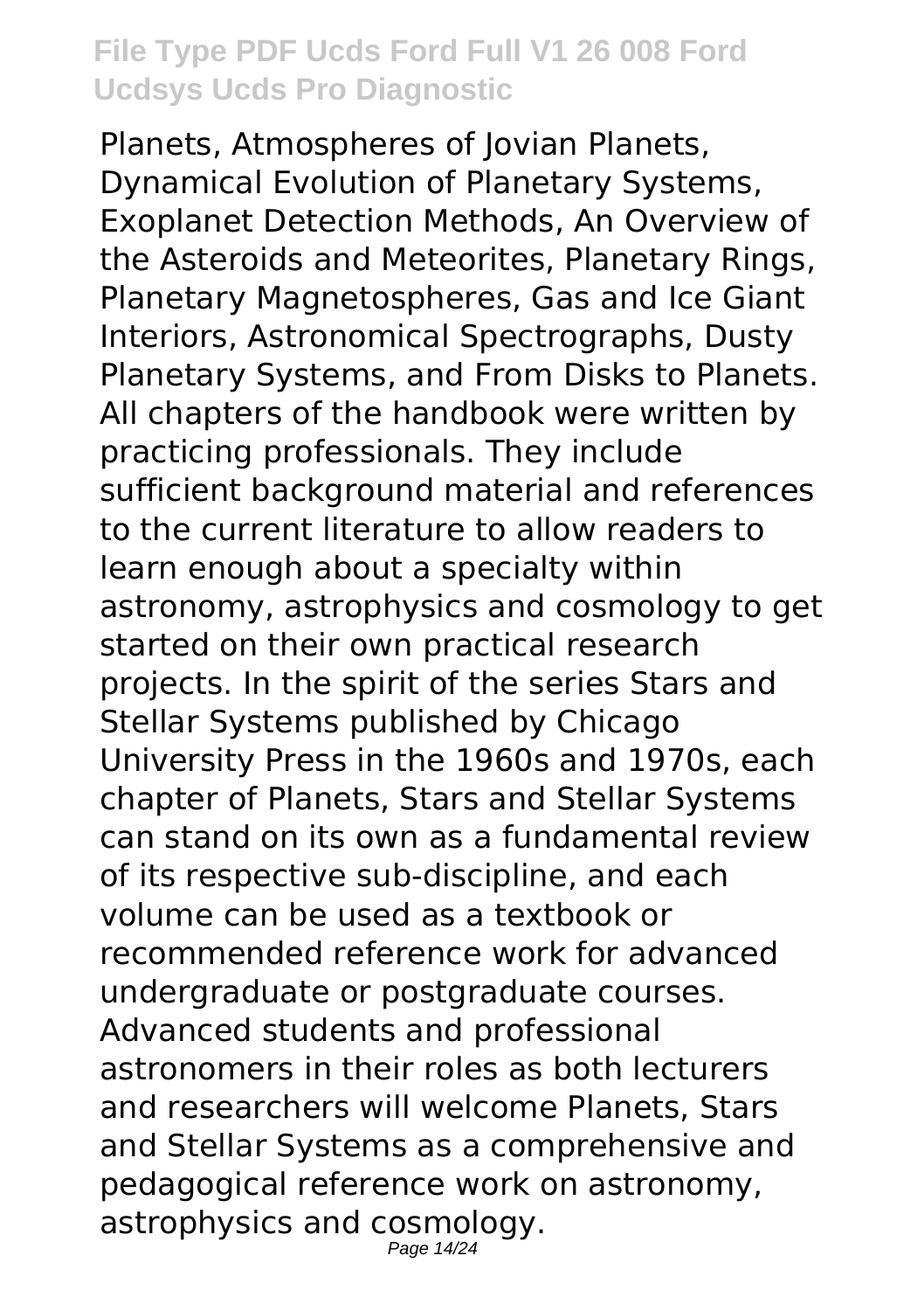Planets, Atmospheres of Jovian Planets, Dynamical Evolution of Planetary Systems, Exoplanet Detection Methods, An Overview of the Asteroids and Meteorites, Planetary Rings, Planetary Magnetospheres, Gas and Ice Giant Interiors, Astronomical Spectrographs, Dusty Planetary Systems, and From Disks to Planets. All chapters of the handbook were written by practicing professionals. They include sufficient background material and references to the current literature to allow readers to learn enough about a specialty within astronomy, astrophysics and cosmology to get started on their own practical research projects. In the spirit of the series Stars and Stellar Systems published by Chicago University Press in the 1960s and 1970s, each chapter of Planets, Stars and Stellar Systems can stand on its own as a fundamental review of its respective sub-discipline, and each volume can be used as a textbook or recommended reference work for advanced undergraduate or postgraduate courses. Advanced students and professional astronomers in their roles as both lecturers and researchers will welcome Planets, Stars and Stellar Systems as a comprehensive and pedagogical reference work on astronomy, astrophysics and cosmology.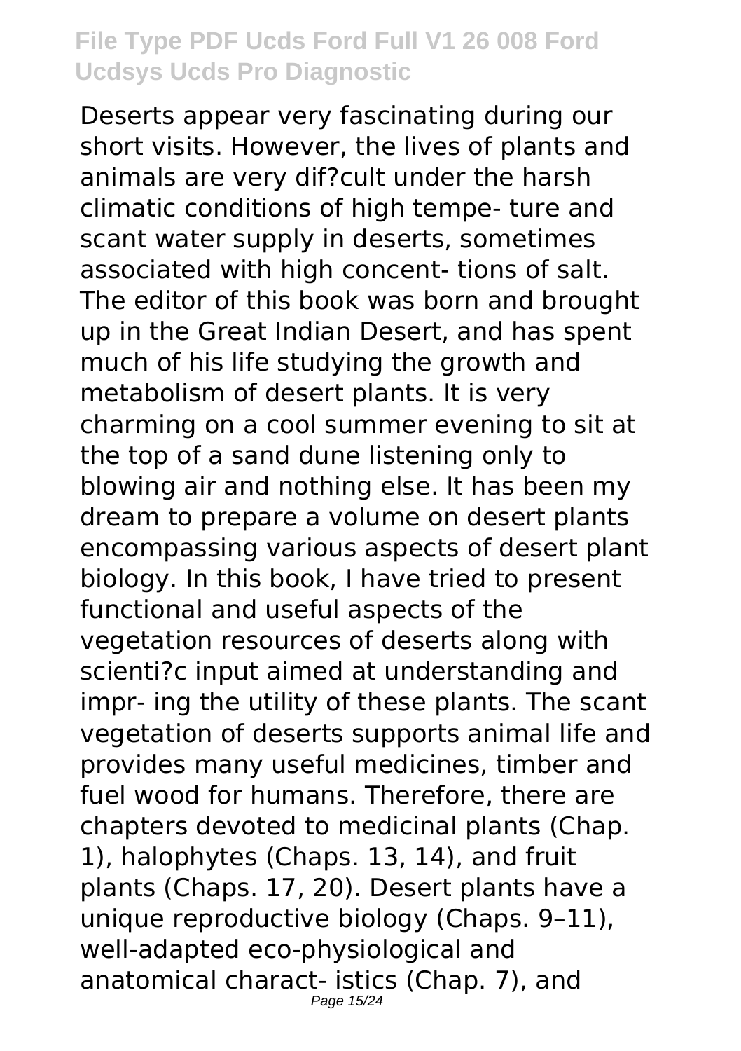Deserts appear very fascinating during our short visits. However, the lives of plants and animals are very dif?cult under the harsh climatic conditions of high tempe- ture and scant water supply in deserts, sometimes associated with high concent- tions of salt. The editor of this book was born and brought up in the Great Indian Desert, and has spent much of his life studying the growth and metabolism of desert plants. It is very charming on a cool summer evening to sit at the top of a sand dune listening only to blowing air and nothing else. It has been my dream to prepare a volume on desert plants encompassing various aspects of desert plant biology. In this book, I have tried to present functional and useful aspects of the vegetation resources of deserts along with scienti?c input aimed at understanding and impr- ing the utility of these plants. The scant vegetation of deserts supports animal life and provides many useful medicines, timber and fuel wood for humans. Therefore, there are chapters devoted to medicinal plants (Chap. 1), halophytes (Chaps. 13, 14), and fruit plants (Chaps. 17, 20). Desert plants have a unique reproductive biology (Chaps. 9–11), well-adapted eco-physiological and anatomical charact- istics (Chap. 7), and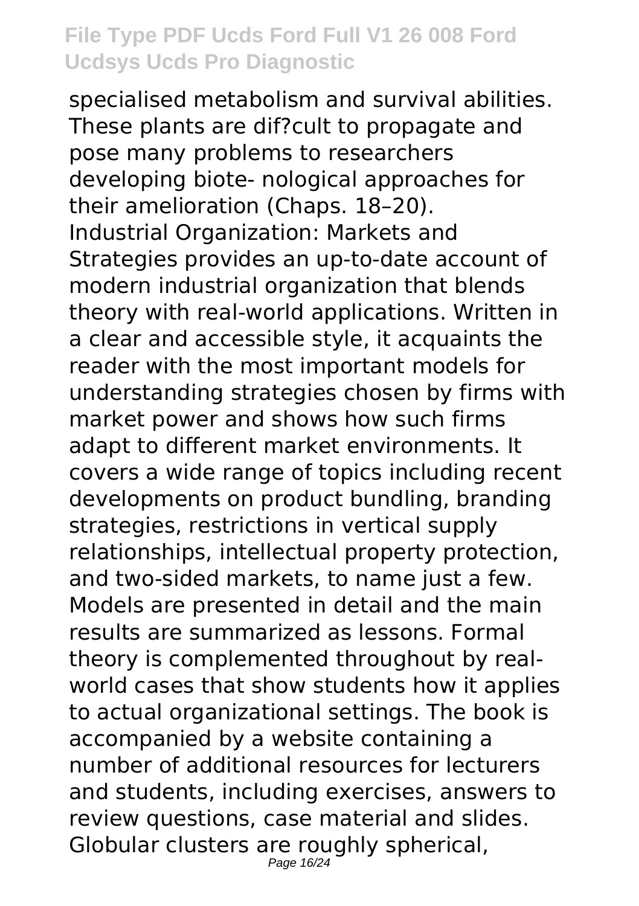specialised metabolism and survival abilities. These plants are dif?cult to propagate and pose many problems to researchers developing biote- nological approaches for their amelioration (Chaps. 18–20).

Industrial Organization: Markets and Strategies provides an up-to-date account of modern industrial organization that blends theory with real-world applications. Written in a clear and accessible style, it acquaints the reader with the most important models for understanding strategies chosen by firms with market power and shows how such firms adapt to different market environments. It covers a wide range of topics including recent developments on product bundling, branding strategies, restrictions in vertical supply relationships, intellectual property protection, and two-sided markets, to name just a few. Models are presented in detail and the main results are summarized as lessons. Formal theory is complemented throughout by real-world cases that show students how it applies to actual organizational settings. The book is accompanied by a website containing a number of additional resources for lecturers and students, including exercises, answers to review questions, case material and slides.

Globular clusters are roughly spherical,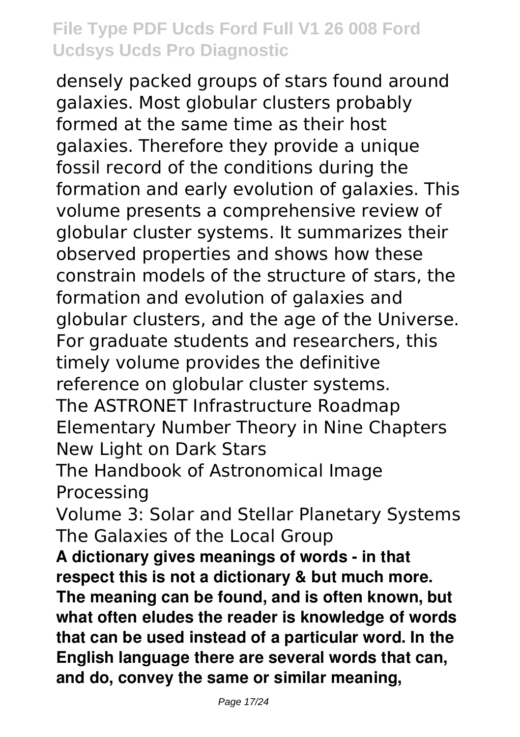densely packed groups of stars found around galaxies. Most globular clusters probably formed at the same time as their host galaxies. Therefore they provide a unique fossil record of the conditions during the formation and early evolution of galaxies. This volume presents a comprehensive review of globular cluster systems. It summarizes their observed properties and shows how these constrain models of the structure of stars, the formation and evolution of galaxies and globular clusters, and the age of the Universe. For graduate students and researchers, this timely volume provides the definitive reference on globular cluster systems.

The ASTRONET Infrastructure Roadmap

Elementary Number Theory in Nine Chapters

New Light on Dark Stars

The Handbook of Astronomical Image Processing

Volume 3: Solar and Stellar Planetary Systems

The Galaxies of the Local Group

**A dictionary gives meanings of words - in that respect this is not a dictionary & but much more. The meaning can be found, and is often known, but what often eludes the reader is knowledge of words that can be used instead of a particular word. In the English language there are several words that can, and do, convey the same or similar meaning,**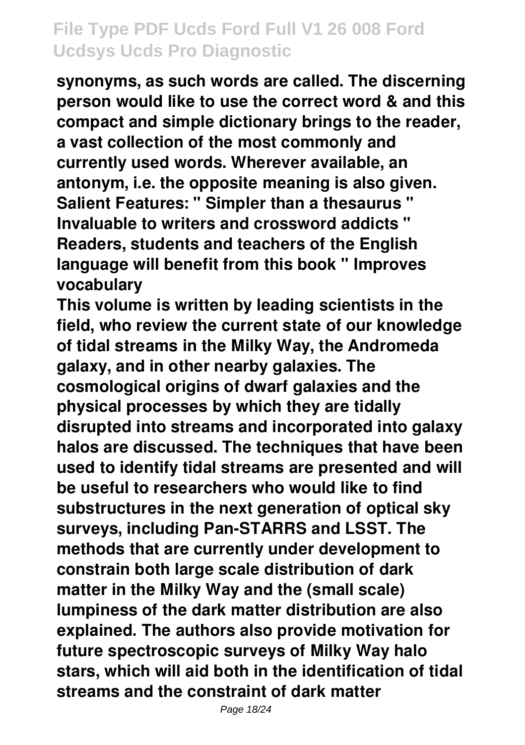**synonyms, as such words are called. The discerning person would like to use the correct word & and this compact and simple dictionary brings to the reader, a vast collection of the most commonly and currently used words. Wherever available, an antonym, i.e. the opposite meaning is also given. Salient Features: " Simpler than a thesaurus " Invaluable to writers and crossword addicts " Readers, students and teachers of the English language will benefit from this book " Improves vocabulary**

**This volume is written by leading scientists in the field, who review the current state of our knowledge of tidal streams in the Milky Way, the Andromeda galaxy, and in other nearby galaxies. The cosmological origins of dwarf galaxies and the physical processes by which they are tidally disrupted into streams and incorporated into galaxy halos are discussed. The techniques that have been used to identify tidal streams are presented and will be useful to researchers who would like to find substructures in the next generation of optical sky surveys, including Pan-STARRS and LSST. The methods that are currently under development to constrain both large scale distribution of dark matter in the Milky Way and the (small scale) lumpiness of the dark matter distribution are also explained. The authors also provide motivation for future spectroscopic surveys of Milky Way halo stars, which will aid both in the identification of tidal streams and the constraint of dark matter**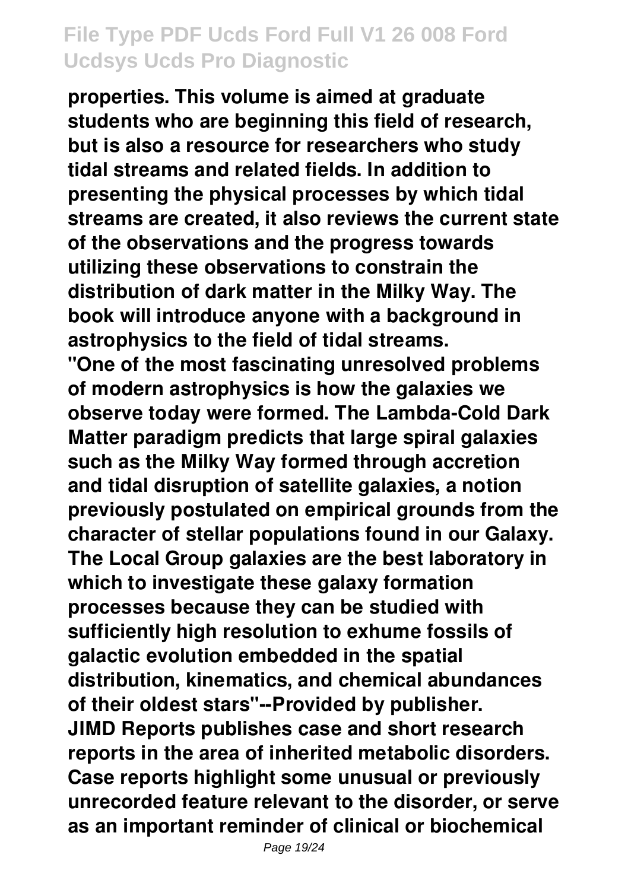**properties. This volume is aimed at graduate students who are beginning this field of research, but is also a resource for researchers who study tidal streams and related fields. In addition to presenting the physical processes by which tidal streams are created, it also reviews the current state of the observations and the progress towards utilizing these observations to constrain the distribution of dark matter in the Milky Way. The book will introduce anyone with a background in astrophysics to the field of tidal streams.**

**"One of the most fascinating unresolved problems of modern astrophysics is how the galaxies we observe today were formed. The Lambda-Cold Dark Matter paradigm predicts that large spiral galaxies such as the Milky Way formed through accretion and tidal disruption of satellite galaxies, a notion previously postulated on empirical grounds from the character of stellar populations found in our Galaxy. The Local Group galaxies are the best laboratory in which to investigate these galaxy formation processes because they can be studied with sufficiently high resolution to exhume fossils of galactic evolution embedded in the spatial distribution, kinematics, and chemical abundances of their oldest stars"--Provided by publisher.**

**JIMD Reports publishes case and short research reports in the area of inherited metabolic disorders. Case reports highlight some unusual or previously unrecorded feature relevant to the disorder, or serve as an important reminder of clinical or biochemical**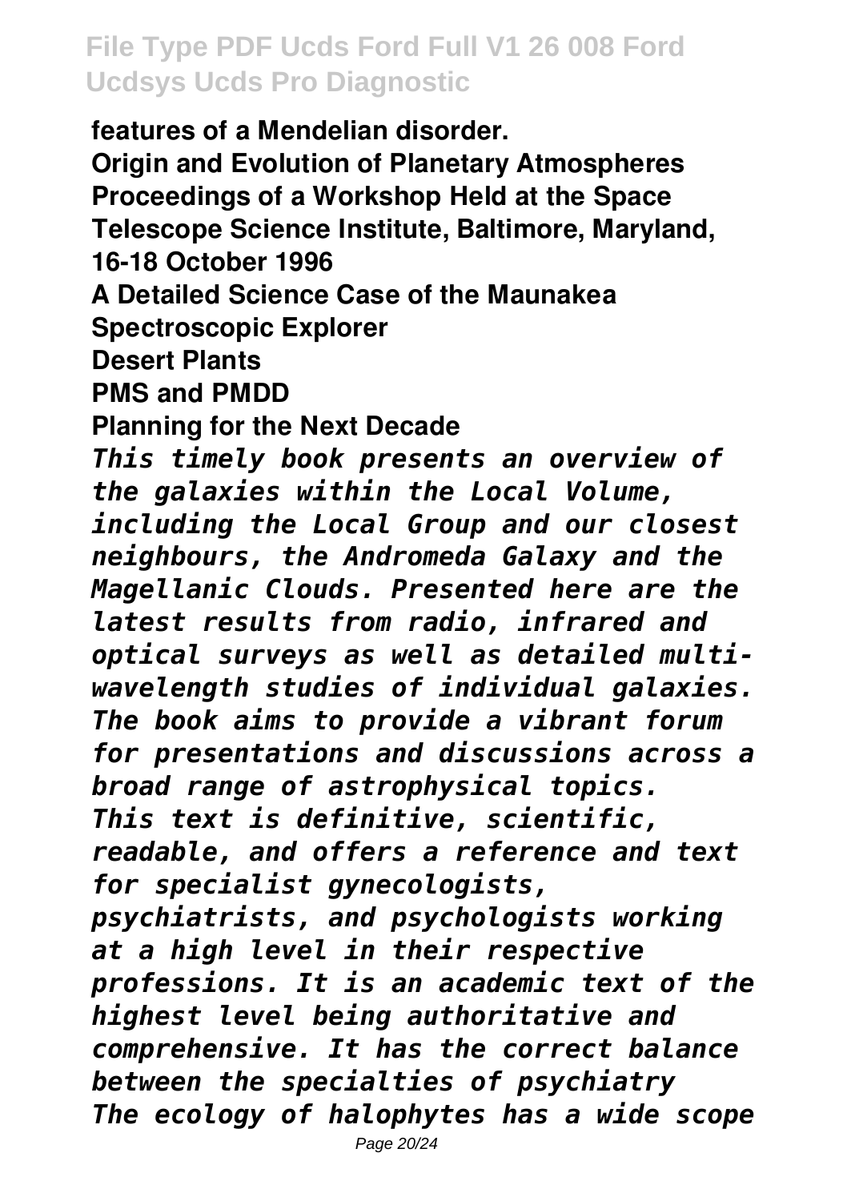**features of a Mendelian disorder.**

**Origin and Evolution of Planetary Atmospheres**

**Proceedings of a Workshop Held at the Space Telescope Science Institute, Baltimore, Maryland, 16-18 October 1996**

**A Detailed Science Case of the Maunakea Spectroscopic Explorer**

**Desert Plants**

**PMS and PMDD**

**Planning for the Next Decade**

***This timely book presents an overview of the galaxies within the Local Volume, including the Local Group and our closest neighbours, the Andromeda Galaxy and the Magellanic Clouds. Presented here are the latest results from radio, infrared and optical surveys as well as detailed multi-wavelength studies of individual galaxies. The book aims to provide a vibrant forum for presentations and discussions across a broad range of astrophysical topics.***

***This text is definitive, scientific, readable, and offers a reference and text for specialist gynecologists, psychiatrists, and psychologists working at a high level in their respective professions. It is an academic text of the highest level being authoritative and comprehensive. It has the correct balance between the specialties of psychiatry***

***The ecology of halophytes has a wide scope***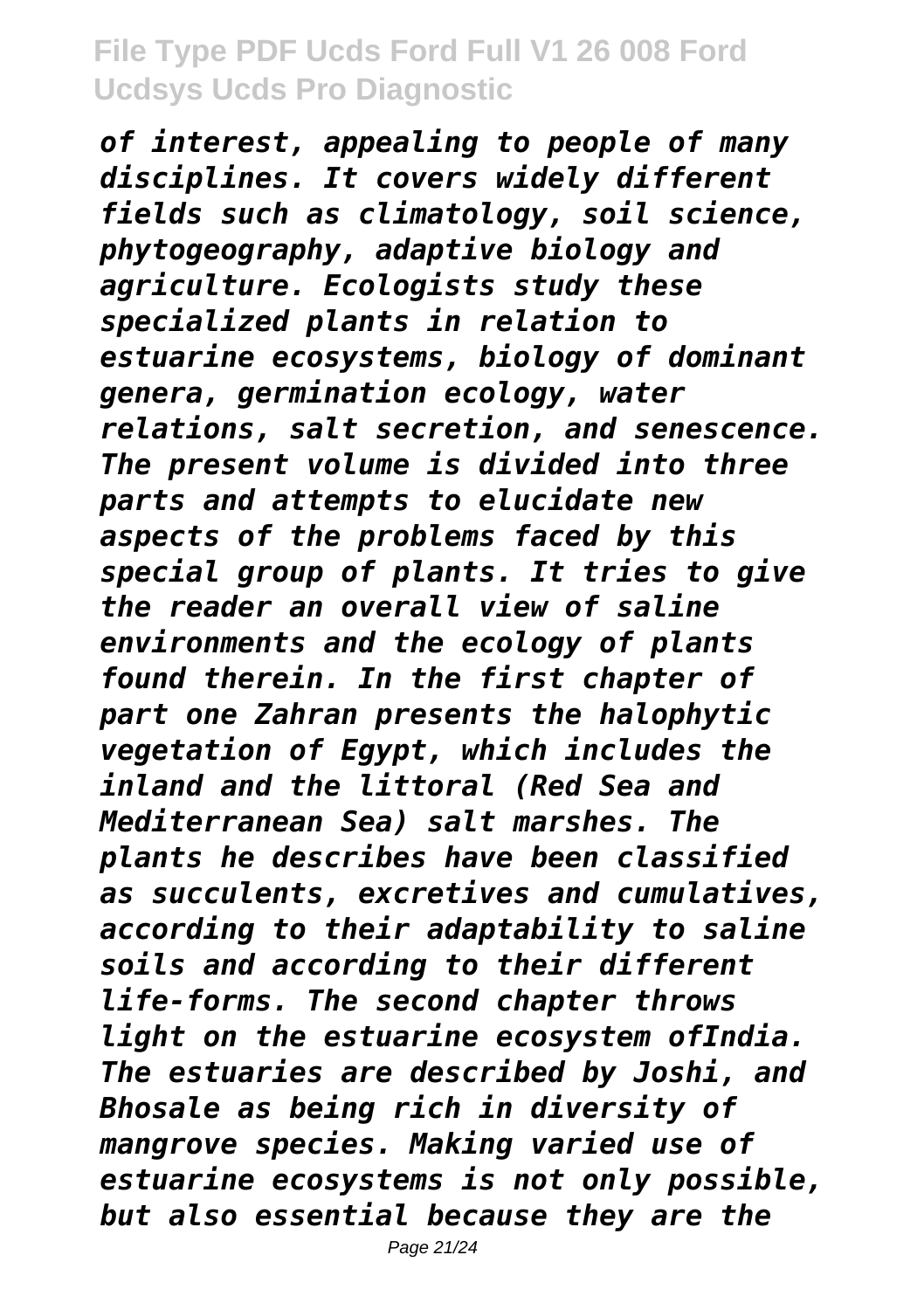*of interest, appealing to people of many disciplines. It covers widely different fields such as climatology, soil science, phytogeography, adaptive biology and agriculture. Ecologists study these specialized plants in relation to estuarine ecosystems, biology of dominant genera, germination ecology, water relations, salt secretion, and senescence. The present volume is divided into three parts and attempts to elucidate new aspects of the problems faced by this special group of plants. It tries to give the reader an overall view of saline environments and the ecology of plants found therein. In the first chapter of part one Zahran presents the halophytic vegetation of Egypt, which includes the inland and the littoral (Red Sea and Mediterranean Sea) salt marshes. The plants he describes have been classified as succulents, excretives and cumulatives, according to their adaptability to saline soils and according to their different life-forms. The second chapter throws light on the estuarine ecosystem ofIndia. The estuaries are described by Joshi, and Bhosale as being rich in diversity of mangrove species. Making varied use of estuarine ecosystems is not only possible, but also essential because they are the*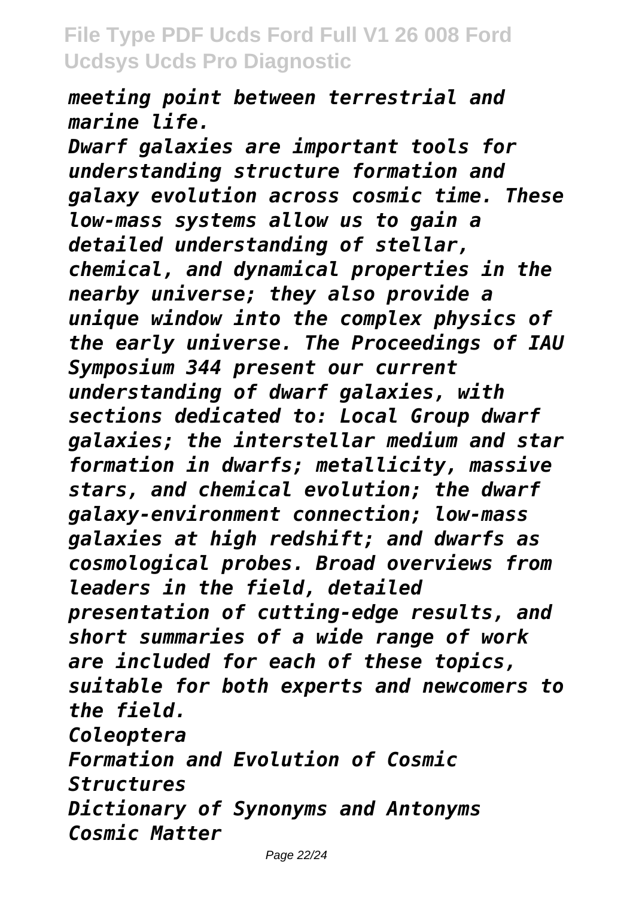*meeting point between terrestrial and marine life.*

*Dwarf galaxies are important tools for understanding structure formation and galaxy evolution across cosmic time. These low-mass systems allow us to gain a detailed understanding of stellar, chemical, and dynamical properties in the nearby universe; they also provide a unique window into the complex physics of the early universe. The Proceedings of IAU Symposium 344 present our current understanding of dwarf galaxies, with sections dedicated to: Local Group dwarf galaxies; the interstellar medium and star formation in dwarfs; metallicity, massive stars, and chemical evolution; the dwarf galaxy-environment connection; low-mass galaxies at high redshift; and dwarfs as cosmological probes. Broad overviews from leaders in the field, detailed presentation of cutting-edge results, and short summaries of a wide range of work are included for each of these topics, suitable for both experts and newcomers to the field.*

*Coleoptera*

*Formation and Evolution of Cosmic Structures*

*Dictionary of Synonyms and Antonyms*

*Cosmic Matter*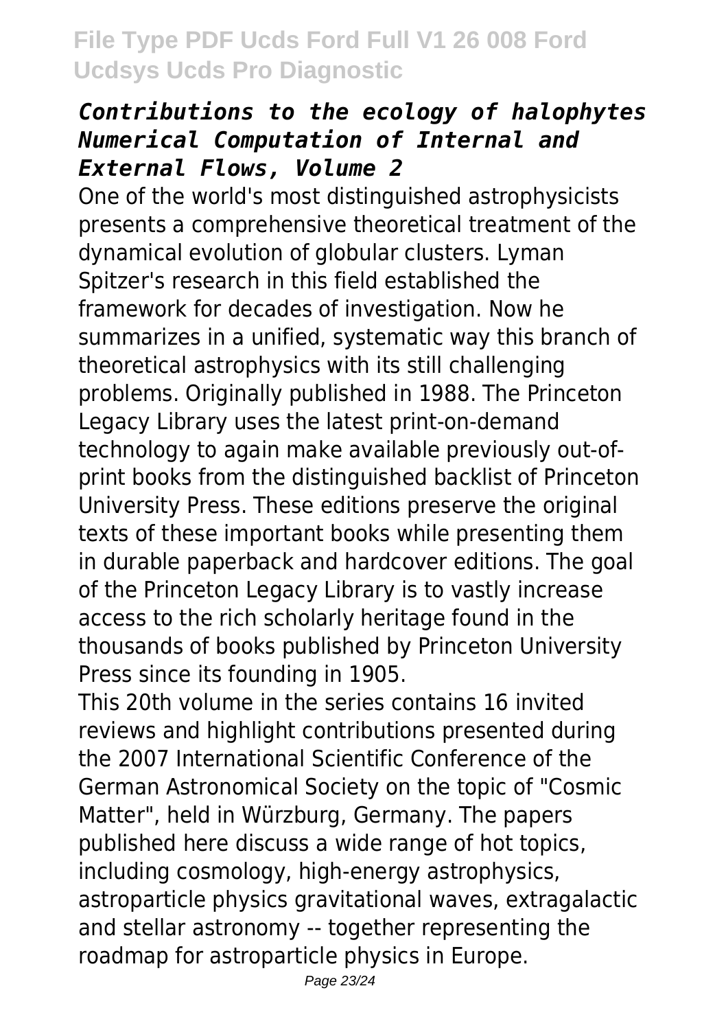### *Contributions to the ecology of halophytes Numerical Computation of Internal and External Flows, Volume 2*

One of the world's most distinguished astrophysicists presents a comprehensive theoretical treatment of the dynamical evolution of globular clusters. Lyman Spitzer's research in this field established the framework for decades of investigation. Now he summarizes in a unified, systematic way this branch of theoretical astrophysics with its still challenging problems. Originally published in 1988. The Princeton Legacy Library uses the latest print-on-demand technology to again make available previously out-of-print books from the distinguished backlist of Princeton University Press. These editions preserve the original texts of these important books while presenting them in durable paperback and hardcover editions. The goal of the Princeton Legacy Library is to vastly increase access to the rich scholarly heritage found in the thousands of books published by Princeton University Press since its founding in 1905.

This 20th volume in the series contains 16 invited reviews and highlight contributions presented during the 2007 International Scientific Conference of the German Astronomical Society on the topic of "Cosmic Matter", held in Würzburg, Germany. The papers published here discuss a wide range of hot topics, including cosmology, high-energy astrophysics, astroparticle physics gravitational waves, extragalactic and stellar astronomy -- together representing the roadmap for astroparticle physics in Europe.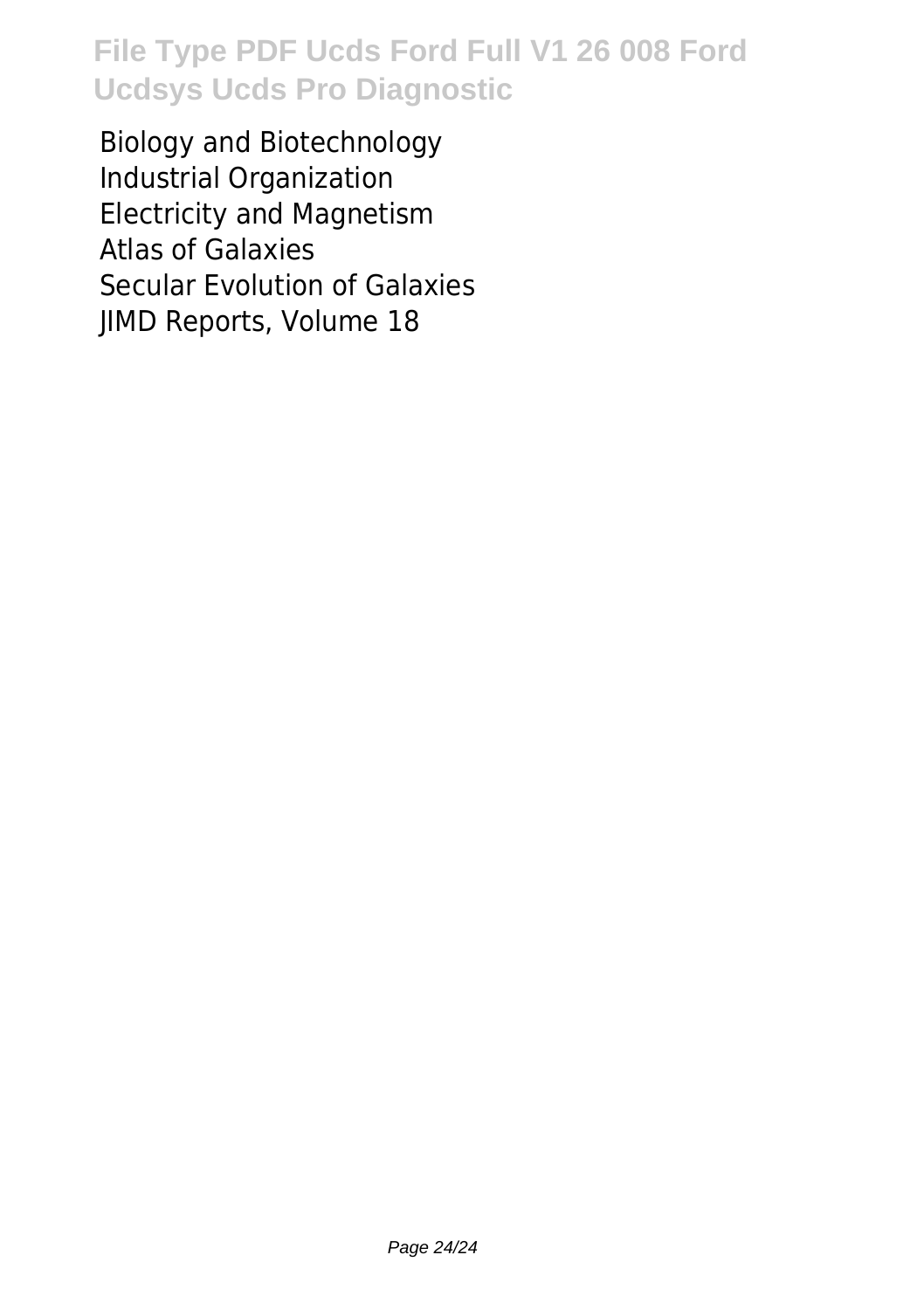Biology and Biotechnology
Industrial Organization
Electricity and Magnetism
Atlas of Galaxies
Secular Evolution of Galaxies
JIMD Reports, Volume 18